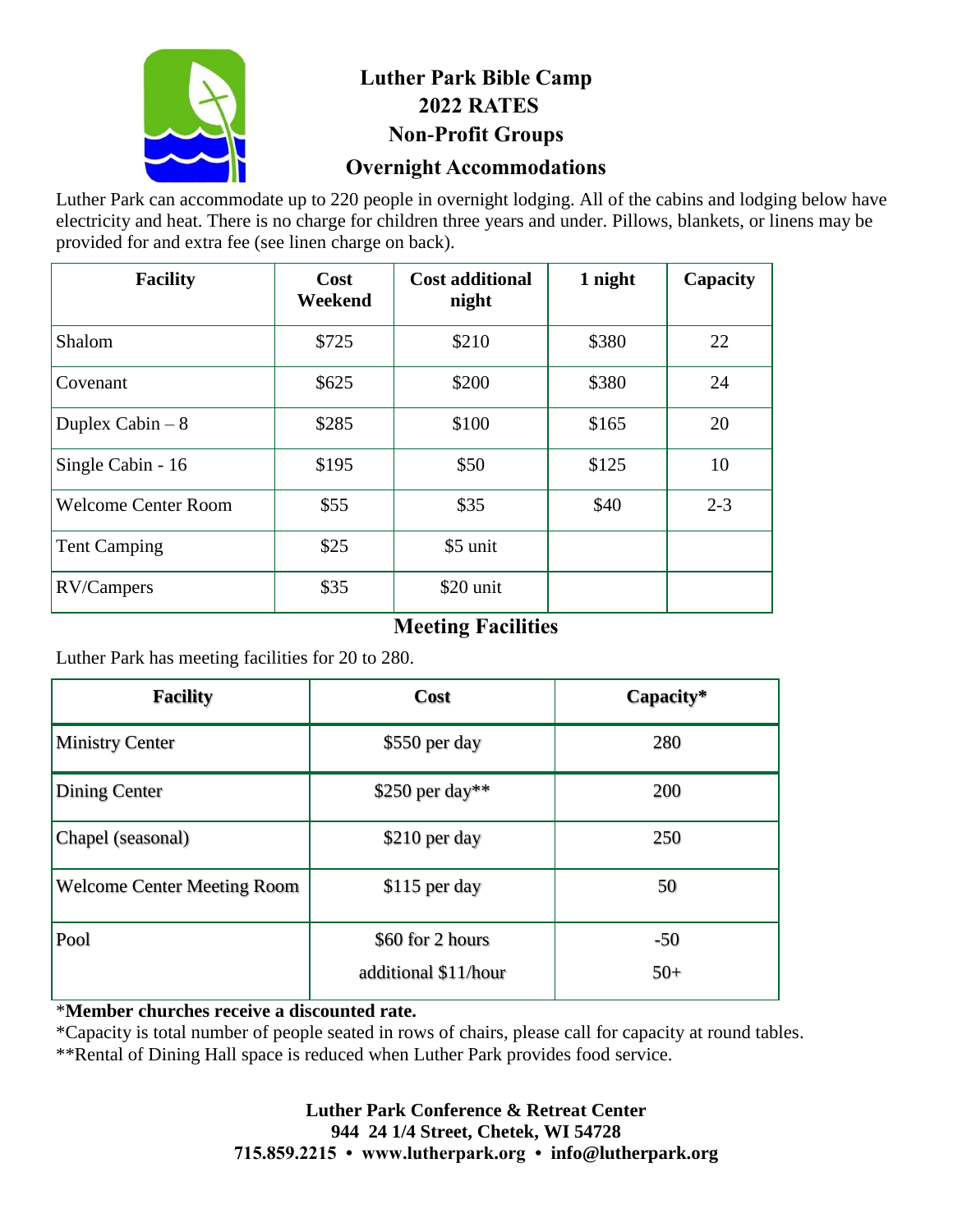# Luther Park Bible Camp
## 2022 RATES
## Non-Profit Groups
## Overnight Accommodations

Luther Park can accommodate up to 220 people in overnight lodging. All of the cabins and lodging below have electricity and heat. There is no charge for children three years and under. Pillows, blankets, or linens may be provided for and extra fee (see linen charge on back).

| Facility | Cost Weekend | Cost additional night | 1 night | Capacity |
|---|---|---|---|---|
| Shalom | $725 | $210 | $380 | 22 |
| Covenant | $625 | $200 | $380 | 24 |
| Duplex Cabin – 8 | $285 | $100 | $165 | 20 |
| Single Cabin - 16 | $195 | $50 | $125 | 10 |
| Welcome Center Room | $55 | $35 | $40 | 2-3 |
| Tent Camping | $25 | $5 unit | | |
| RV/Campers | $35 | $20 unit | | |

## Meeting Facilities

Luther Park has meeting facilities for 20 to 280.

| Facility | Cost | Capacity* |
|---|---|---|
| Ministry Center | $550 per day | 280 |
| Dining Center | $250 per day** | 200 |
| Chapel (seasonal) | $210 per day | 250 |
| Welcome Center Meeting Room | $115 per day | 50 |
| Pool | $60 for 2 hours<br>additional $11/hour | -50<br>50+ |

***Member churches receive a discounted rate.**

*Capacity is total number of people seated in rows of chairs, please call for capacity at round tables.

**Rental of Dining Hall space is reduced when Luther Park provides food service.

**Luther Park Conference & Retreat Center**
**944 24 1/4 Street, Chetek, WI 54728**
**715.859.2215 • www.lutherpark.org • info@lutherpark.org**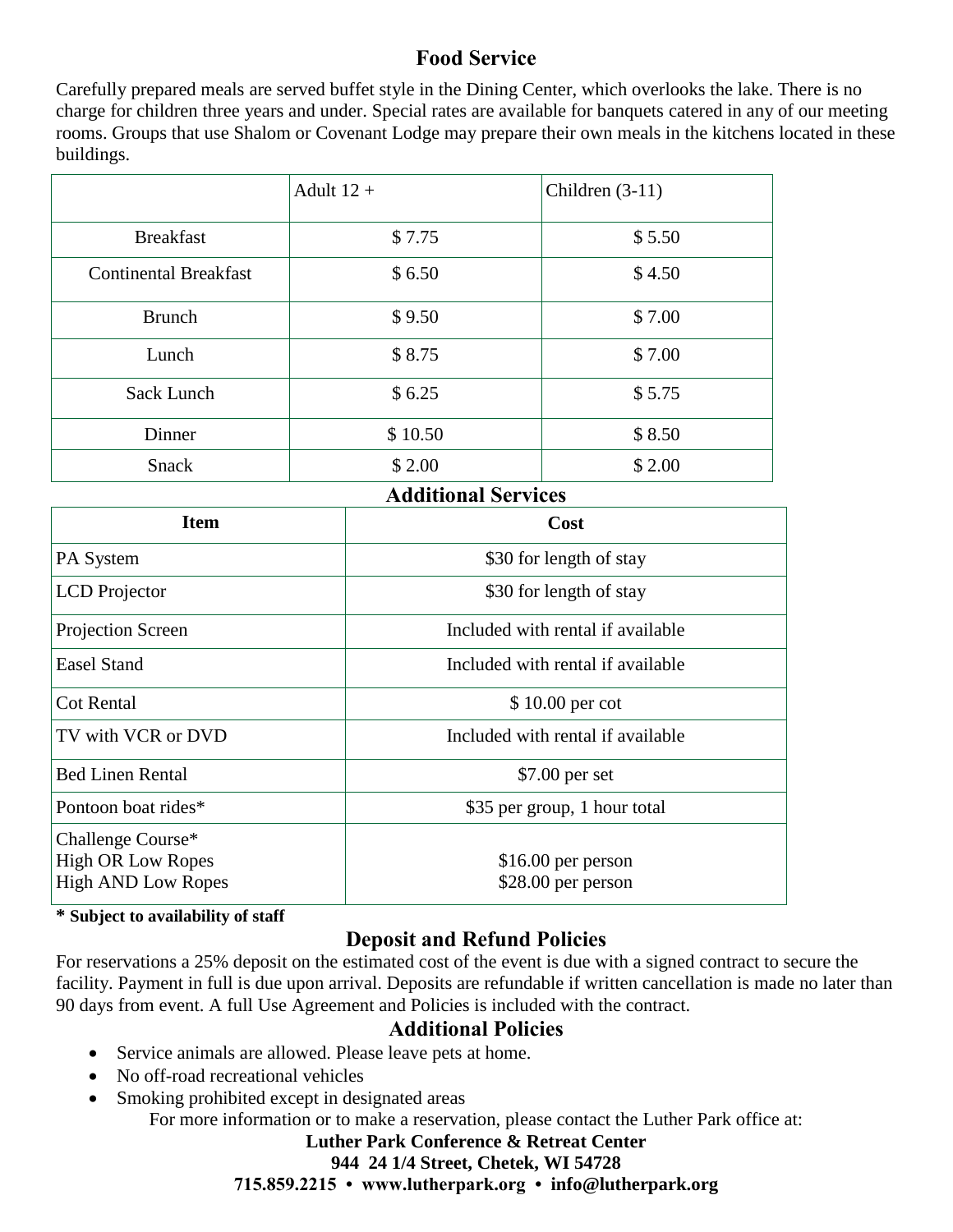## Food Service

Carefully prepared meals are served buffet style in the Dining Center, which overlooks the lake. There is no charge for children three years and under. Special rates are available for banquets catered in any of our meeting rooms. Groups that use Shalom or Covenant Lodge may prepare their own meals in the kitchens located in these buildings.

| | Adult 12 + | Children (3-11) |
|---|---|---|
| Breakfast | $ 7.75 | $ 5.50 |
| Continental Breakfast | $ 6.50 | $ 4.50 |
| Brunch | $ 9.50 | $ 7.00 |
| Lunch | $ 8.75 | $ 7.00 |
| Sack Lunch | $ 6.25 | $ 5.75 |
| Dinner | $ 10.50 | $ 8.50 |
| Snack | $ 2.00 | $ 2.00 |

## Additional Services

| Item | Cost |
|---|---|
| PA System | $30 for length of stay |
| LCD Projector | $30 for length of stay |
| Projection Screen | Included with rental if available |
| Easel Stand | Included with rental if available |
| Cot Rental | $ 10.00 per cot |
| TV with VCR or DVD | Included with rental if available |
| Bed Linen Rental | $7.00 per set |
| Pontoon boat rides* | $35 per group, 1 hour total |
| Challenge Course*<br>High OR Low Ropes<br>High AND Low Ropes | <br>$16.00 per person<br>$28.00 per person |

**\* Subject to availability of staff**

## Deposit and Refund Policies

For reservations a 25% deposit on the estimated cost of the event is due with a signed contract to secure the facility. Payment in full is due upon arrival. Deposits are refundable if written cancellation is made no later than 90 days from event. A full Use Agreement and Policies is included with the contract.

## Additional Policies

- Service animals are allowed. Please leave pets at home.
- No off-road recreational vehicles
- Smoking prohibited except in designated areas

For more information or to make a reservation, please contact the Luther Park office at:

**Luther Park Conference & Retreat Center**

**944 24 1/4 Street, Chetek, WI 54728**

**715.859.2215 • www.lutherpark.org • info@lutherpark.org**